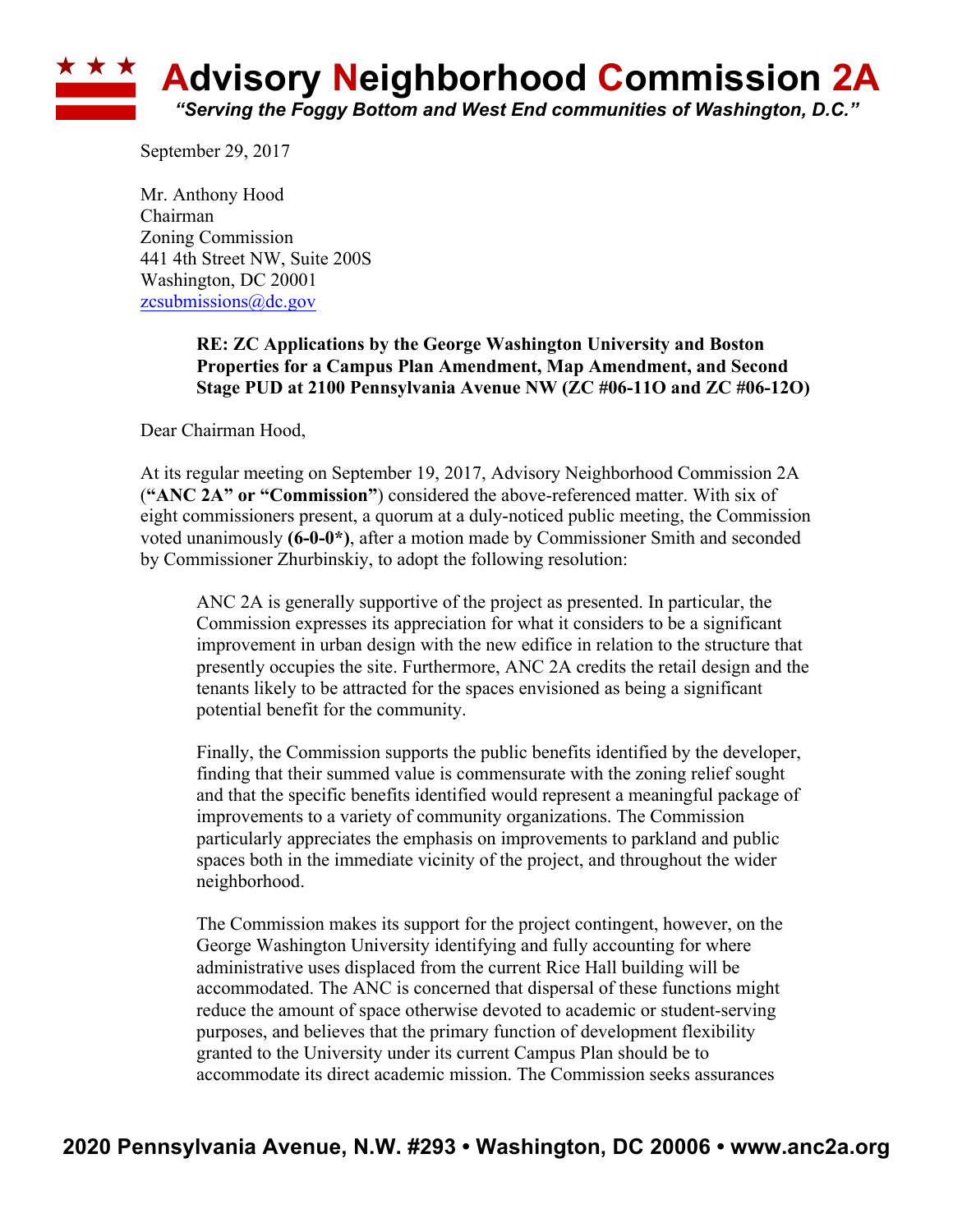# Advisory Neighborhood Commission 2A

*"Serving the Foggy Bottom and West End communities of Washington, D.C."*

September 29, 2017

Mr. Anthony Hood
Chairman
Zoning Commission
441 4th Street NW, Suite 200S
Washington, DC 20001
zcsubmissions@dc.gov

**RE: ZC Applications by the George Washington University and Boston Properties for a Campus Plan Amendment, Map Amendment, and Second Stage PUD at 2100 Pennsylvania Avenue NW (ZC #06-11O and ZC #06-12O)**

Dear Chairman Hood,

At its regular meeting on September 19, 2017, Advisory Neighborhood Commission 2A (**"ANC 2A" or "Commission"**) considered the above-referenced matter. With six of eight commissioners present, a quorum at a duly-noticed public meeting, the Commission voted unanimously **(6-0-0*)**, after a motion made by Commissioner Smith and seconded by Commissioner Zhurbinskiy, to adopt the following resolution:

> ANC 2A is generally supportive of the project as presented. In particular, the Commission expresses its appreciation for what it considers to be a significant improvement in urban design with the new edifice in relation to the structure that presently occupies the site. Furthermore, ANC 2A credits the retail design and the tenants likely to be attracted for the spaces envisioned as being a significant potential benefit for the community.
>
> Finally, the Commission supports the public benefits identified by the developer, finding that their summed value is commensurate with the zoning relief sought and that the specific benefits identified would represent a meaningful package of improvements to a variety of community organizations. The Commission particularly appreciates the emphasis on improvements to parkland and public spaces both in the immediate vicinity of the project, and throughout the wider neighborhood.
>
> The Commission makes its support for the project contingent, however, on the George Washington University identifying and fully accounting for where administrative uses displaced from the current Rice Hall building will be accommodated. The ANC is concerned that dispersal of these functions might reduce the amount of space otherwise devoted to academic or student-serving purposes, and believes that the primary function of development flexibility granted to the University under its current Campus Plan should be to accommodate its direct academic mission. The Commission seeks assurances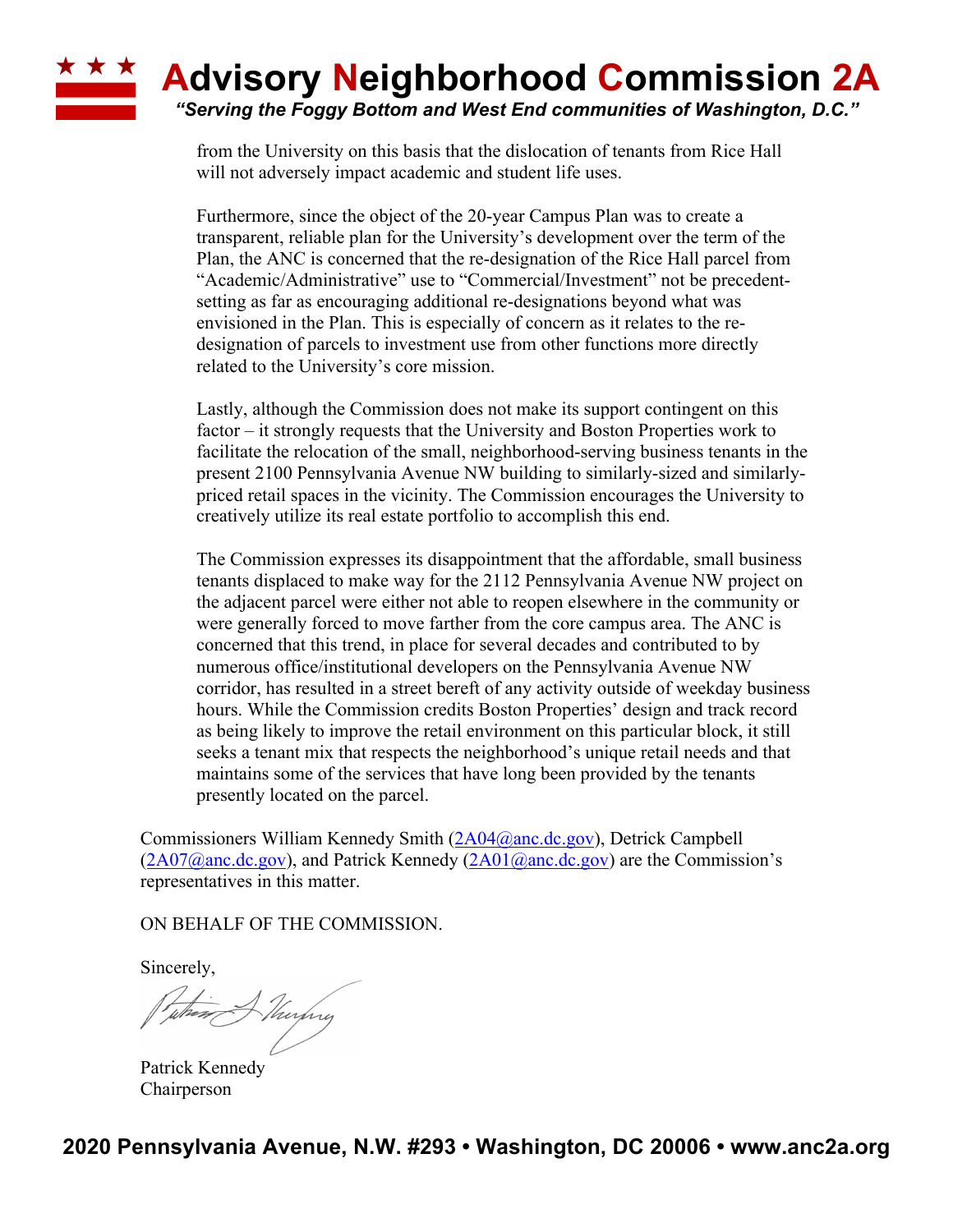from the University on this basis that the dislocation of tenants from Rice Hall will not adversely impact academic and student life uses.

Furthermore, since the object of the 20-year Campus Plan was to create a transparent, reliable plan for the University's development over the term of the Plan, the ANC is concerned that the re-designation of the Rice Hall parcel from "Academic/Administrative" use to "Commercial/Investment" not be precedent-setting as far as encouraging additional re-designations beyond what was envisioned in the Plan. This is especially of concern as it relates to the re-designation of parcels to investment use from other functions more directly related to the University's core mission.

Lastly, although the Commission does not make its support contingent on this factor – it strongly requests that the University and Boston Properties work to facilitate the relocation of the small, neighborhood-serving business tenants in the present 2100 Pennsylvania Avenue NW building to similarly-sized and similarly-priced retail spaces in the vicinity. The Commission encourages the University to creatively utilize its real estate portfolio to accomplish this end.

The Commission expresses its disappointment that the affordable, small business tenants displaced to make way for the 2112 Pennsylvania Avenue NW project on the adjacent parcel were either not able to reopen elsewhere in the community or were generally forced to move farther from the core campus area. The ANC is concerned that this trend, in place for several decades and contributed to by numerous office/institutional developers on the Pennsylvania Avenue NW corridor, has resulted in a street bereft of any activity outside of weekday business hours. While the Commission credits Boston Properties' design and track record as being likely to improve the retail environment on this particular block, it still seeks a tenant mix that respects the neighborhood's unique retail needs and that maintains some of the services that have long been provided by the tenants presently located on the parcel.

Commissioners William Kennedy Smith (2A04@anc.dc.gov), Detrick Campbell (2A07@anc.dc.gov), and Patrick Kennedy (2A01@anc.dc.gov) are the Commission's representatives in this matter.

ON BEHALF OF THE COMMISSION.

Sincerely,

Patrick Kennedy
Chairperson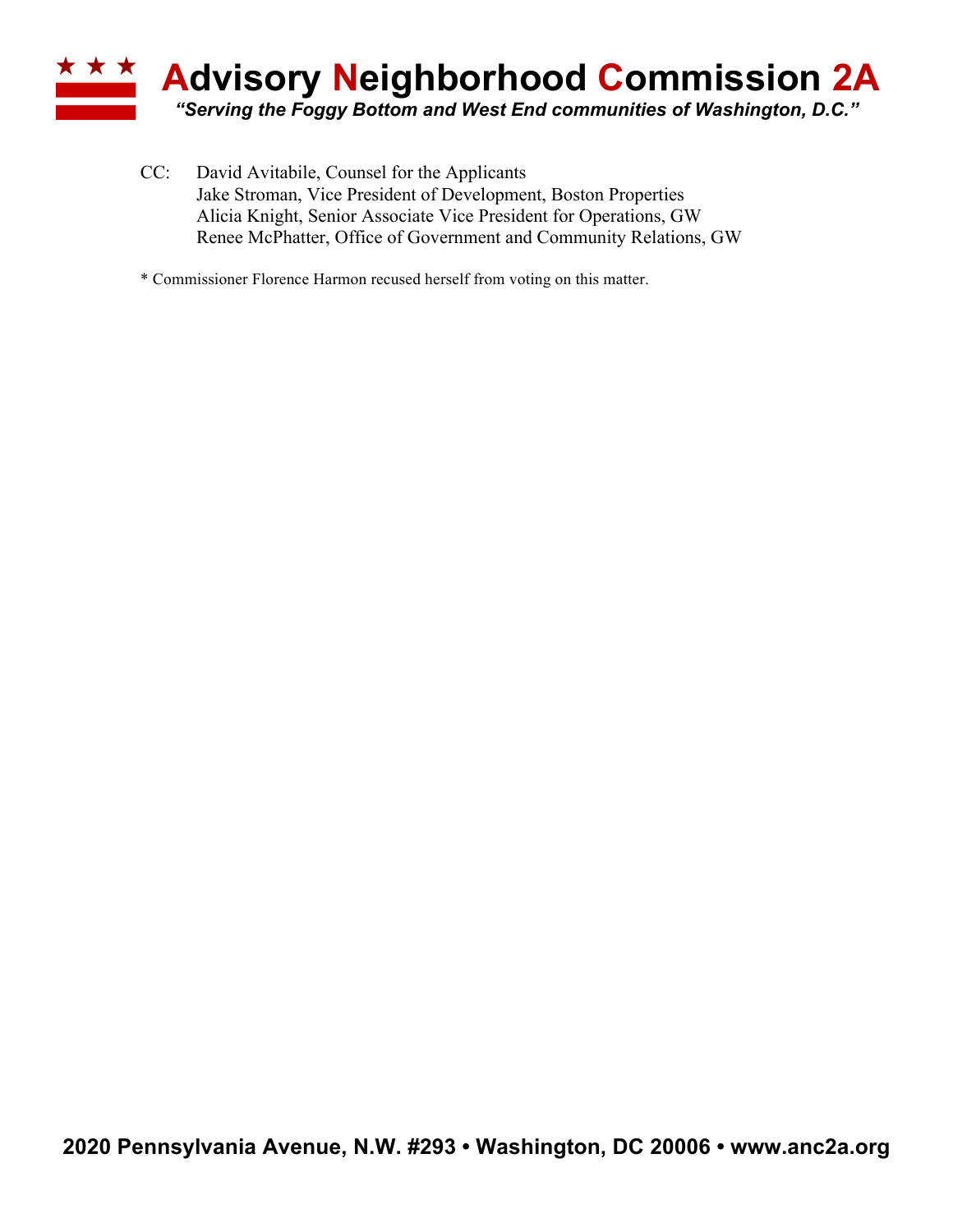CC: David Avitabile, Counsel for the Applicants
Jake Stroman, Vice President of Development, Boston Properties
Alicia Knight, Senior Associate Vice President for Operations, GW
Renee McPhatter, Office of Government and Community Relations, GW

* Commissioner Florence Harmon recused herself from voting on this matter.